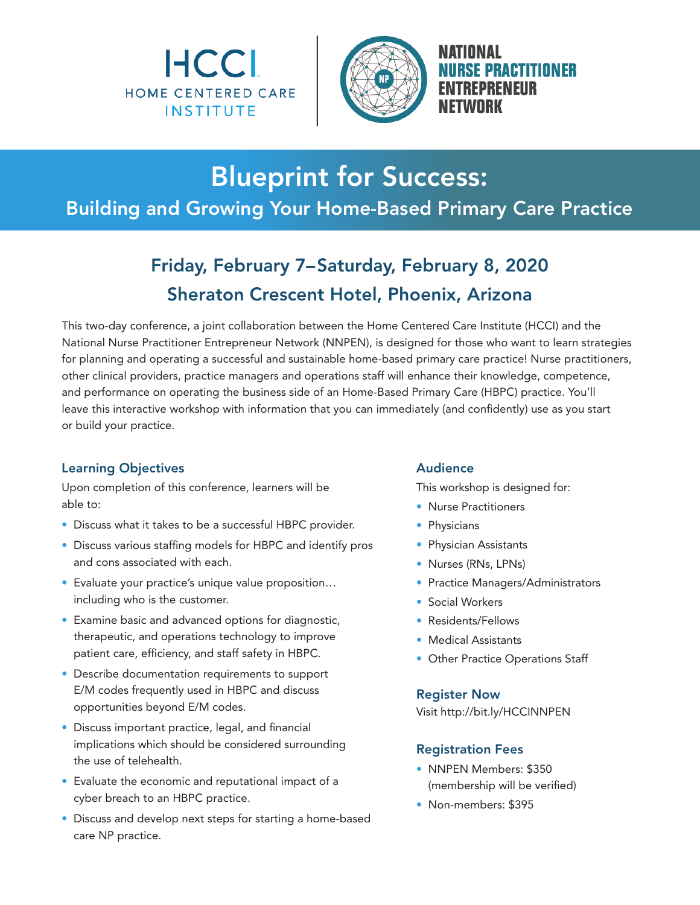HCCI
HOME CENTERED CARE INSTITUTE

NATIONAL NURSE PRACTITIONER ENTREPRENEUR NETWORK

# Blueprint for Success:

## Building and Growing Your Home-Based Primary Care Practice

### Friday, February 7–Saturday, February 8, 2020
### Sheraton Crescent Hotel, Phoenix, Arizona

This two-day conference, a joint collaboration between the Home Centered Care Institute (HCCI) and the National Nurse Practitioner Entrepreneur Network (NNPEN), is designed for those who want to learn strategies for planning and operating a successful and sustainable home-based primary care practice! Nurse practitioners, other clinical providers, practice managers and operations staff will enhance their knowledge, competence, and performance on operating the business side of an Home-Based Primary Care (HBPC) practice. You'll leave this interactive workshop with information that you can immediately (and confidently) use as you start or build your practice.

### Learning Objectives

Upon completion of this conference, learners will be able to:

- Discuss what it takes to be a successful HBPC provider.
- Discuss various staffing models for HBPC and identify pros and cons associated with each.
- Evaluate your practice's unique value proposition… including who is the customer.
- Examine basic and advanced options for diagnostic, therapeutic, and operations technology to improve patient care, efficiency, and staff safety in HBPC.
- Describe documentation requirements to support E/M codes frequently used in HBPC and discuss opportunities beyond E/M codes.
- Discuss important practice, legal, and financial implications which should be considered surrounding the use of telehealth.
- Evaluate the economic and reputational impact of a cyber breach to an HBPC practice.
- Discuss and develop next steps for starting a home-based care NP practice.

### Audience

This workshop is designed for:

- Nurse Practitioners
- Physicians
- Physician Assistants
- Nurses (RNs, LPNs)
- Practice Managers/Administrators
- Social Workers
- Residents/Fellows
- Medical Assistants
- Other Practice Operations Staff

### Register Now

Visit http://bit.ly/HCCINNPEN

### Registration Fees

- NNPEN Members: $350 (membership will be verified)
- Non-members: $395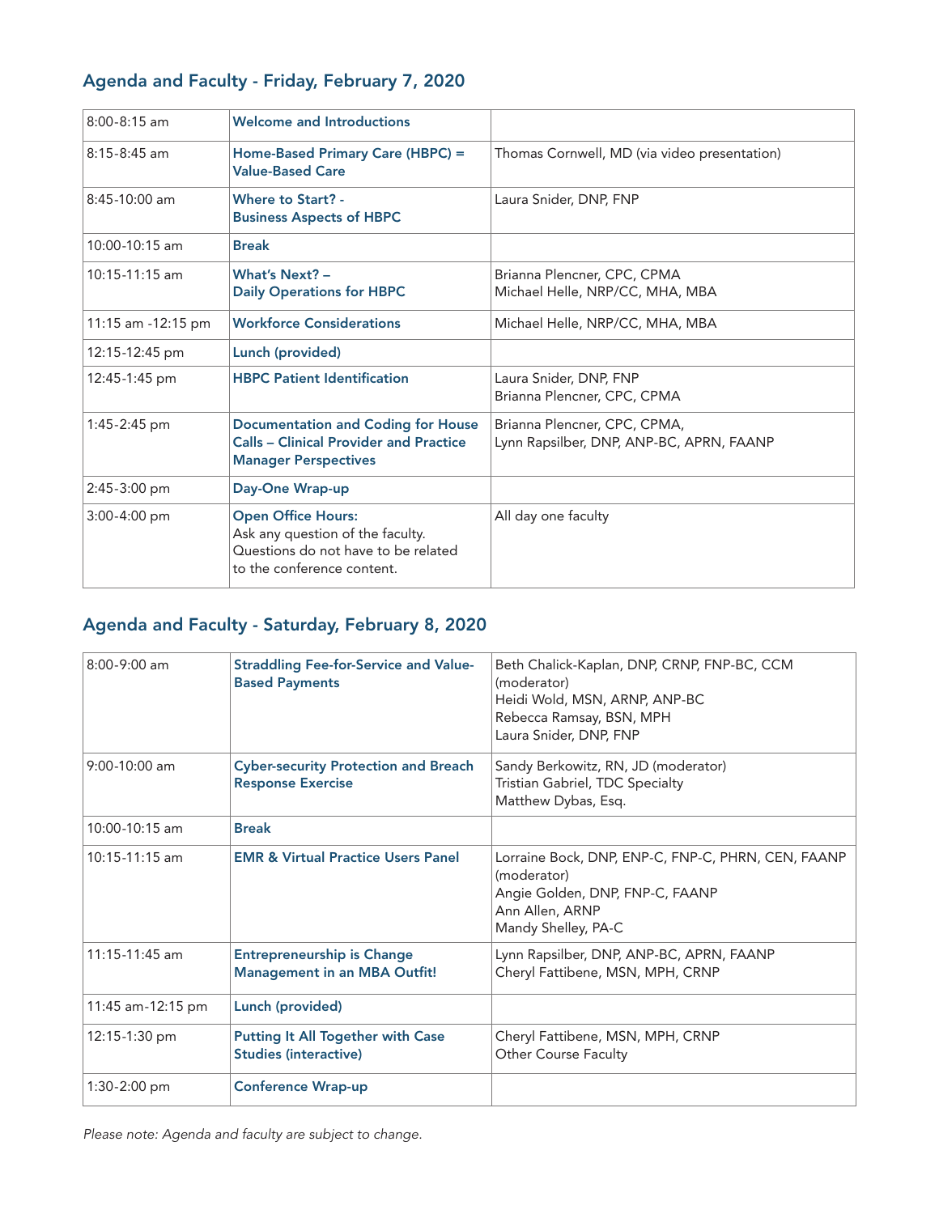## Agenda and Faculty - Friday, February 7, 2020

| | | |
|---|---|---|
| 8:00-8:15 am | **Welcome and Introductions** | |
| 8:15-8:45 am | **Home-Based Primary Care (HBPC) = Value-Based Care** | Thomas Cornwell, MD (via video presentation) |
| 8:45-10:00 am | **Where to Start? - Business Aspects of HBPC** | Laura Snider, DNP, FNP |
| 10:00-10:15 am | **Break** | |
| 10:15-11:15 am | **What's Next? – Daily Operations for HBPC** | Brianna Plencner, CPC, CPMA<br>Michael Helle, NRP/CC, MHA, MBA |
| 11:15 am -12:15 pm | **Workforce Considerations** | Michael Helle, NRP/CC, MHA, MBA |
| 12:15-12:45 pm | **Lunch (provided)** | |
| 12:45-1:45 pm | **HBPC Patient Identification** | Laura Snider, DNP, FNP<br>Brianna Plencner, CPC, CPMA |
| 1:45-2:45 pm | **Documentation and Coding for House Calls – Clinical Provider and Practice Manager Perspectives** | Brianna Plencner, CPC, CPMA,<br>Lynn Rapsilber, DNP, ANP-BC, APRN, FAANP |
| 2:45-3:00 pm | **Day-One Wrap-up** | |
| 3:00-4:00 pm | **Open Office Hours:** Ask any question of the faculty. Questions do not have to be related to the conference content. | All day one faculty |

## Agenda and Faculty - Saturday, February 8, 2020

| | | |
|---|---|---|
| 8:00-9:00 am | **Straddling Fee-for-Service and Value-Based Payments** | Beth Chalick-Kaplan, DNP, CRNP, FNP-BC, CCM (moderator)<br>Heidi Wold, MSN, ARNP, ANP-BC<br>Rebecca Ramsay, BSN, MPH<br>Laura Snider, DNP, FNP |
| 9:00-10:00 am | **Cyber-security Protection and Breach Response Exercise** | Sandy Berkowitz, RN, JD (moderator)<br>Tristian Gabriel, TDC Specialty<br>Matthew Dybas, Esq. |
| 10:00-10:15 am | **Break** | |
| 10:15-11:15 am | **EMR & Virtual Practice Users Panel** | Lorraine Bock, DNP, ENP-C, FNP-C, PHRN, CEN, FAANP (moderator)<br>Angie Golden, DNP, FNP-C, FAANP<br>Ann Allen, ARNP<br>Mandy Shelley, PA-C |
| 11:15-11:45 am | **Entrepreneurship is Change Management in an MBA Outfit!** | Lynn Rapsilber, DNP, ANP-BC, APRN, FAANP<br>Cheryl Fattibene, MSN, MPH, CRNP |
| 11:45 am-12:15 pm | **Lunch (provided)** | |
| 12:15-1:30 pm | **Putting It All Together with Case Studies (interactive)** | Cheryl Fattibene, MSN, MPH, CRNP<br>Other Course Faculty |
| 1:30-2:00 pm | **Conference Wrap-up** | |

*Please note: Agenda and faculty are subject to change.*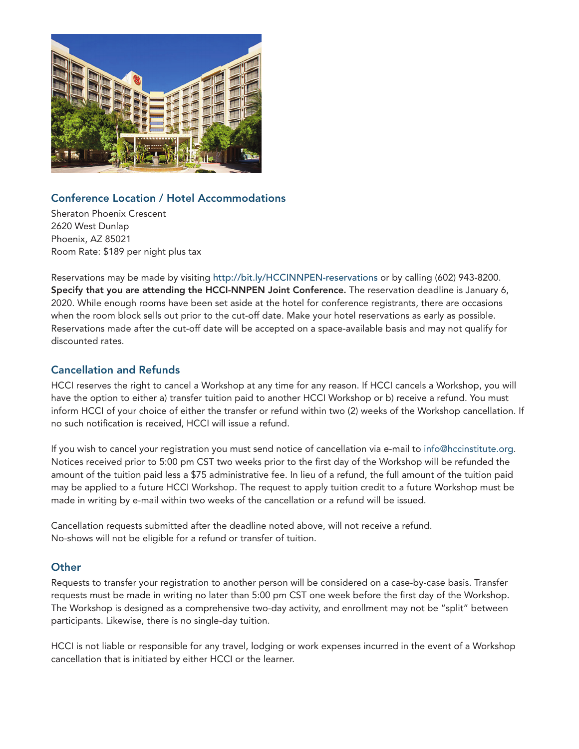## Conference Location / Hotel Accommodations

Sheraton Phoenix Crescent
2620 West Dunlap
Phoenix, AZ 85021
Room Rate: $189 per night plus tax

Reservations may be made by visiting http://bit.ly/HCCINNPEN-reservations or by calling (602) 943-8200. **Specify that you are attending the HCCI-NNPEN Joint Conference.** The reservation deadline is January 6, 2020. While enough rooms have been set aside at the hotel for conference registrants, there are occasions when the room block sells out prior to the cut-off date. Make your hotel reservations as early as possible. Reservations made after the cut-off date will be accepted on a space-available basis and may not qualify for discounted rates.

## Cancellation and Refunds

HCCI reserves the right to cancel a Workshop at any time for any reason. If HCCI cancels a Workshop, you will have the option to either a) transfer tuition paid to another HCCI Workshop or b) receive a refund. You must inform HCCI of your choice of either the transfer or refund within two (2) weeks of the Workshop cancellation. If no such notification is received, HCCI will issue a refund.

If you wish to cancel your registration you must send notice of cancellation via e-mail to info@hccinstitute.org. Notices received prior to 5:00 pm CST two weeks prior to the first day of the Workshop will be refunded the amount of the tuition paid less a $75 administrative fee. In lieu of a refund, the full amount of the tuition paid may be applied to a future HCCI Workshop. The request to apply tuition credit to a future Workshop must be made in writing by e-mail within two weeks of the cancellation or a refund will be issued.

Cancellation requests submitted after the deadline noted above, will not receive a refund.
No-shows will not be eligible for a refund or transfer of tuition.

## Other

Requests to transfer your registration to another person will be considered on a case-by-case basis. Transfer requests must be made in writing no later than 5:00 pm CST one week before the first day of the Workshop. The Workshop is designed as a comprehensive two-day activity, and enrollment may not be "split" between participants. Likewise, there is no single-day tuition.

HCCI is not liable or responsible for any travel, lodging or work expenses incurred in the event of a Workshop cancellation that is initiated by either HCCI or the learner.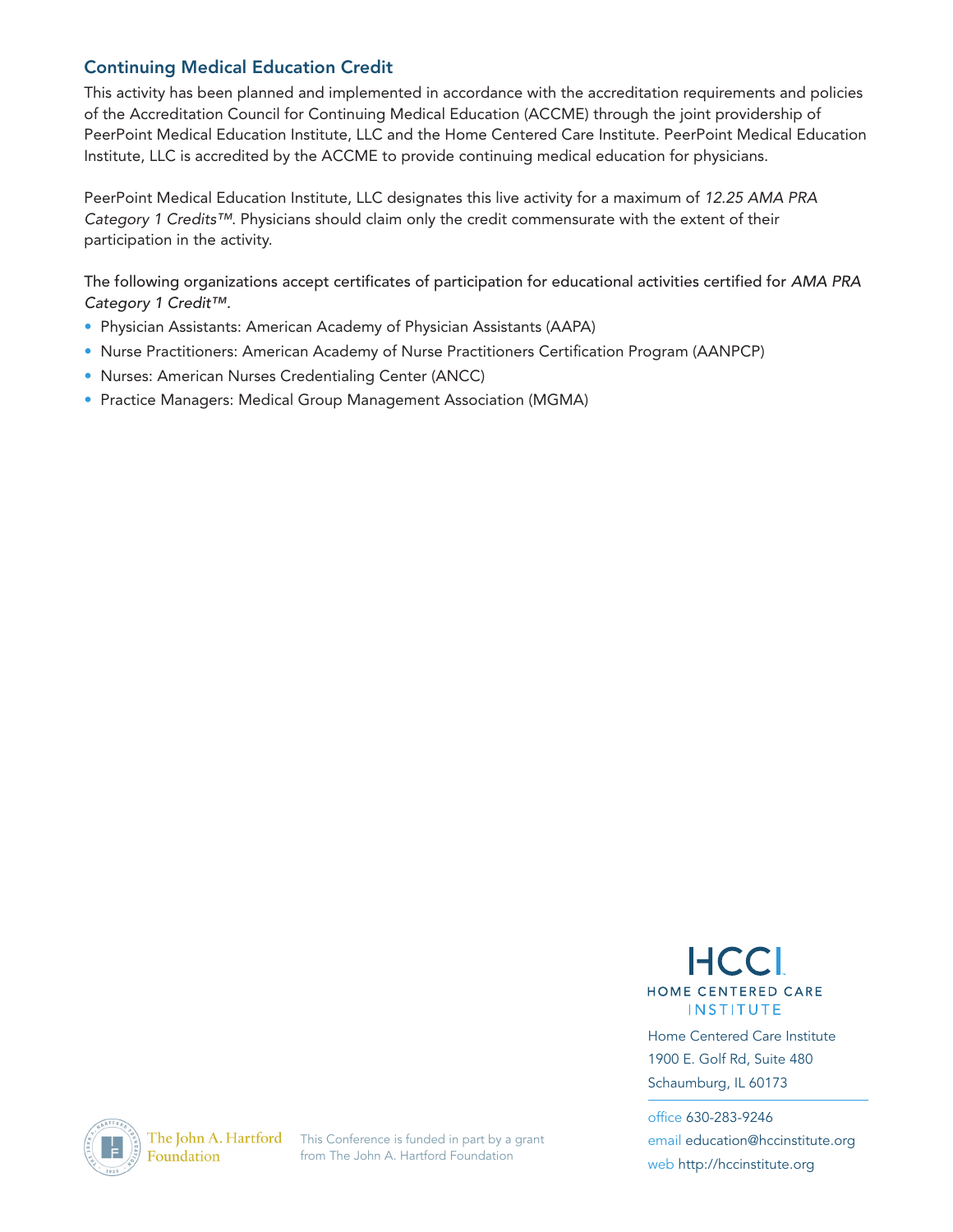## Continuing Medical Education Credit

This activity has been planned and implemented in accordance with the accreditation requirements and policies of the Accreditation Council for Continuing Medical Education (ACCME) through the joint providership of PeerPoint Medical Education Institute, LLC and the Home Centered Care Institute. PeerPoint Medical Education Institute, LLC is accredited by the ACCME to provide continuing medical education for physicians.

PeerPoint Medical Education Institute, LLC designates this live activity for a maximum of *12.25 AMA PRA Category 1 Credits™*. Physicians should claim only the credit commensurate with the extent of their participation in the activity.

The following organizations accept certificates of participation for educational activities certified for *AMA PRA Category 1 Credit™*.

- Physician Assistants: American Academy of Physician Assistants (AAPA)
- Nurse Practitioners: American Academy of Nurse Practitioners Certification Program (AANPCP)
- Nurses: American Nurses Credentialing Center (ANCC)
- Practice Managers: Medical Group Management Association (MGMA)

HCCI
HOME CENTERED CARE INSTITUTE

Home Centered Care Institute
1900 E. Golf Rd, Suite 480
Schaumburg, IL 60173

office 630-283-9246
email education@hccinstitute.org
web http://hccinstitute.org

The John A. Hartford Foundation

This Conference is funded in part by a grant from The John A. Hartford Foundation